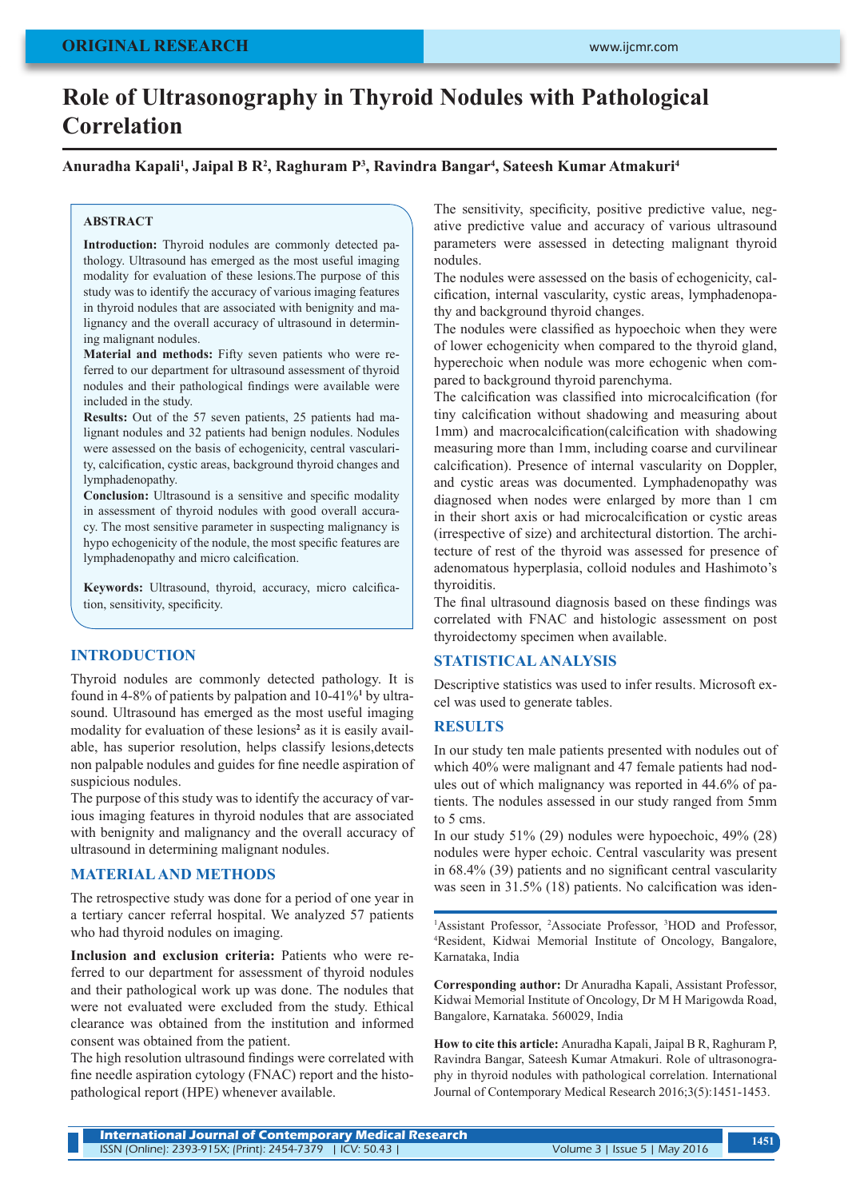ORIGINAL RESEARCH

# Role of Ultrasonography in Thyroid Nodules with Pathological Correlation

**Anuradha Kapali[1], Jaipal B R[2], Raghuram P[3], Ravindra Bangar[4], Sateesh Kumar Atmakuri[4]**

## ABSTRACT

**Introduction:** Thyroid nodules are commonly detected pathology. Ultrasound has emerged as the most useful imaging modality for evaluation of these lesions.The purpose of this study was to identify the accuracy of various imaging features in thyroid nodules that are associated with benignity and malignancy and the overall accuracy of ultrasound in determining malignant nodules.

**Material and methods:** Fifty seven patients who were referred to our department for ultrasound assessment of thyroid nodules and their pathological findings were available were included in the study.

**Results:** Out of the 57 seven patients, 25 patients had malignant nodules and 32 patients had benign nodules. Nodules were assessed on the basis of echogenicity, central vascularity, calcification, cystic areas, background thyroid changes and lymphadenopathy.

**Conclusion:** Ultrasound is a sensitive and specific modality in assessment of thyroid nodules with good overall accuracy. The most sensitive parameter in suspecting malignancy is hypo echogenicity of the nodule, the most specific features are lymphadenopathy and micro calcification.

**Keywords:** Ultrasound, thyroid, accuracy, micro calcification, sensitivity, specificity.

## INTRODUCTION

Thyroid nodules are commonly detected pathology. It is found in 4-8% of patients by palpation and 10-41%[1] by ultrasound. Ultrasound has emerged as the most useful imaging modality for evaluation of these lesions[2] as it is easily available, has superior resolution, helps classify lesions,detects non palpable nodules and guides for fine needle aspiration of suspicious nodules.

The purpose of this study was to identify the accuracy of various imaging features in thyroid nodules that are associated with benignity and malignancy and the overall accuracy of ultrasound in determining malignant nodules.

## MATERIAL AND METHODS

The retrospective study was done for a period of one year in a tertiary cancer referral hospital. We analyzed 57 patients who had thyroid nodules on imaging.

**Inclusion and exclusion criteria:** Patients who were referred to our department for assessment of thyroid nodules and their pathological work up was done. The nodules that were not evaluated were excluded from the study. Ethical clearance was obtained from the institution and informed consent was obtained from the patient.

The high resolution ultrasound findings were correlated with fine needle aspiration cytology (FNAC) report and the histopathological report (HPE) whenever available.

The sensitivity, specificity, positive predictive value, negative predictive value and accuracy of various ultrasound parameters were assessed in detecting malignant thyroid nodules.

The nodules were assessed on the basis of echogenicity, calcification, internal vascularity, cystic areas, lymphadenopathy and background thyroid changes.

The nodules were classified as hypoechoic when they were of lower echogenicity when compared to the thyroid gland, hyperechoic when nodule was more echogenic when compared to background thyroid parenchyma.

The calcification was classified into microcalcification (for tiny calcification without shadowing and measuring about 1mm) and macrocalcification(calcification with shadowing measuring more than 1mm, including coarse and curvilinear calcification). Presence of internal vascularity on Doppler, and cystic areas was documented. Lymphadenopathy was diagnosed when nodes were enlarged by more than 1 cm in their short axis or had microcalcification or cystic areas (irrespective of size) and architectural distortion. The architecture of rest of the thyroid was assessed for presence of adenomatous hyperplasia, colloid nodules and Hashimoto's thyroiditis.

The final ultrasound diagnosis based on these findings was correlated with FNAC and histologic assessment on post thyroidectomy specimen when available.

## STATISTICAL ANALYSIS

Descriptive statistics was used to infer results. Microsoft excel was used to generate tables.

## RESULTS

In our study ten male patients presented with nodules out of which 40% were malignant and 47 female patients had nodules out of which malignancy was reported in 44.6% of patients. The nodules assessed in our study ranged from 5mm to 5 cms.

In our study 51% (29) nodules were hypoechoic, 49% (28) nodules were hyper echoic. Central vascularity was present in 68.4% (39) patients and no significant central vascularity was seen in 31.5% (18) patients. No calcification was iden-

[1]Assistant Professor, [2]Associate Professor, [3]HOD and Professor, [4]Resident, Kidwai Memorial Institute of Oncology, Bangalore, Karnataka, India

**Corresponding author:** Dr Anuradha Kapali, Assistant Professor, Kidwai Memorial Institute of Oncology, Dr M H Marigowda Road, Bangalore, Karnataka. 560029, India

**How to cite this article:** Anuradha Kapali, Jaipal B R, Raghuram P, Ravindra Bangar, Sateesh Kumar Atmakuri. Role of ultrasonography in thyroid nodules with pathological correlation. International Journal of Contemporary Medical Research 2016;3(5):1451-1453.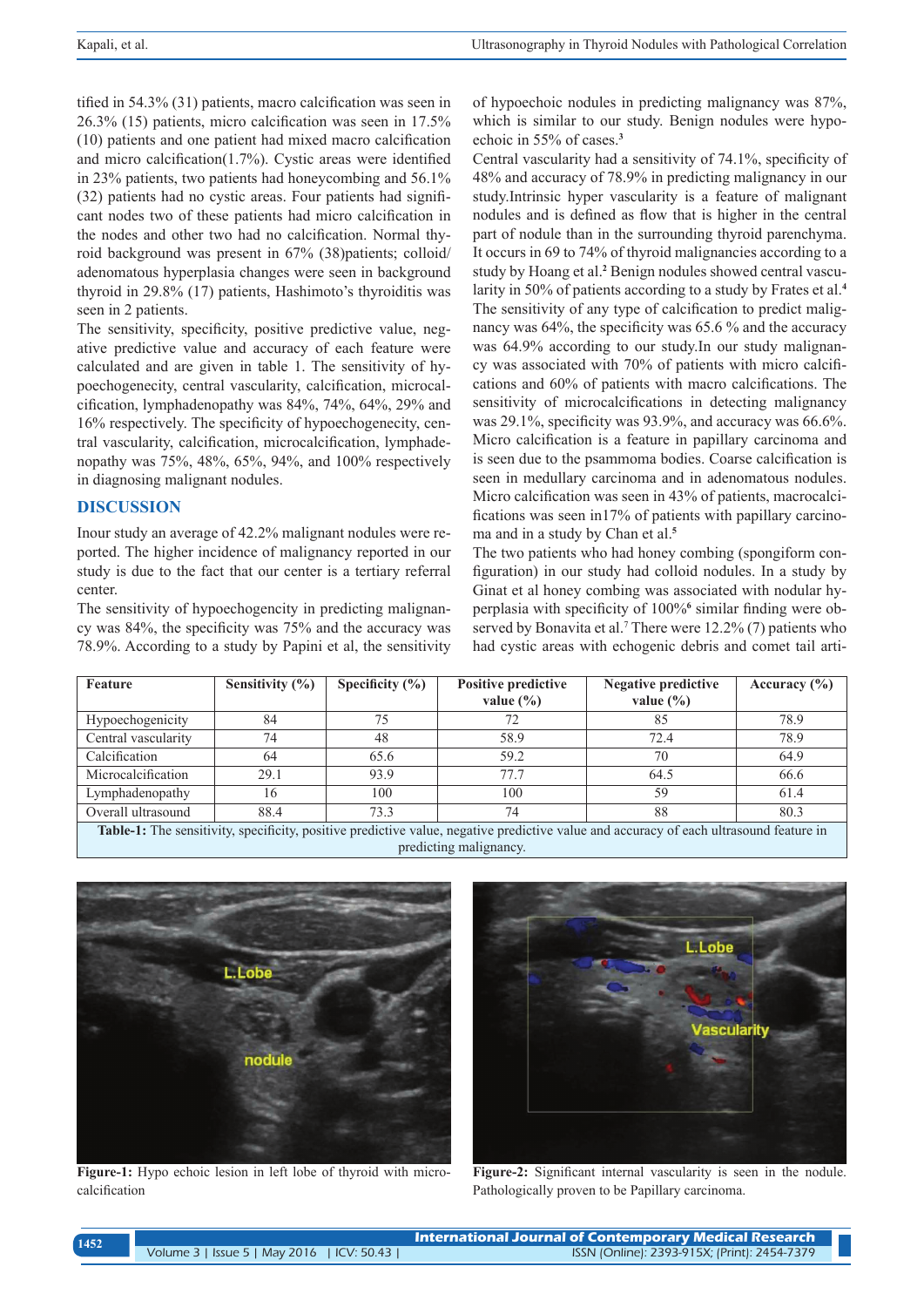tified in 54.3% (31) patients, macro calcification was seen in 26.3% (15) patients, micro calcification was seen in 17.5% (10) patients and one patient had mixed macro calcification and micro calcification(1.7%). Cystic areas were identified in 23% patients, two patients had honeycombing and 56.1% (32) patients had no cystic areas. Four patients had significant nodes two of these patients had micro calcification in the nodes and other two had no calcification. Normal thyroid background was present in 67% (38)patients; colloid/adenomatous hyperplasia changes were seen in background thyroid in 29.8% (17) patients, Hashimoto's thyroiditis was seen in 2 patients.

The sensitivity, specificity, positive predictive value, negative predictive value and accuracy of each feature were calculated and are given in table 1. The sensitivity of hypoechogenecity, central vascularity, calcification, microcalcification, lymphadenopathy was 84%, 74%, 64%, 29% and 16% respectively. The specificity of hypoechogenecity, central vascularity, calcification, microcalcification, lymphadenopathy was 75%, 48%, 65%, 94%, and 100% respectively in diagnosing malignant nodules.

## DISCUSSION

Inour study an average of 42.2% malignant nodules were reported. The higher incidence of malignancy reported in our study is due to the fact that our center is a tertiary referral center.

The sensitivity of hypoechogencity in predicting malignancy was 84%, the specificity was 75% and the accuracy was 78.9%. According to a study by Papini et al, the sensitivity of hypoechoic nodules in predicting malignancy was 87%, which is similar to our study. Benign nodules were hypoechoic in 55% of cases.[3]

Central vascularity had a sensitivity of 74.1%, specificity of 48% and accuracy of 78.9% in predicting malignancy in our study.Intrinsic hyper vascularity is a feature of malignant nodules and is defined as flow that is higher in the central part of nodule than in the surrounding thyroid parenchyma. It occurs in 69 to 74% of thyroid malignancies according to a study by Hoang et al.[2] Benign nodules showed central vascularity in 50% of patients according to a study by Frates et al.[4]

The sensitivity of any type of calcification to predict malignancy was 64%, the specificity was 65.6 % and the accuracy was 64.9% according to our study.In our study malignancy was associated with 70% of patients with micro calcifications and 60% of patients with macro calcifications. The sensitivity of microcalcifications in detecting malignancy was 29.1%, specificity was 93.9%, and accuracy was 66.6%. Micro calcification is a feature in papillary carcinoma and is seen due to the psammoma bodies. Coarse calcification is seen in medullary carcinoma and in adenomatous nodules. Micro calcification was seen in 43% of patients, macrocalcifications was seen in17% of patients with papillary carcinoma and in a study by Chan et al.[5]

The two patients who had honey combing (spongiform configuration) in our study had colloid nodules. In a study by Ginat et al honey combing was associated with nodular hyperplasia with specificity of 100%[6] similar finding were observed by Bonavita et al.[7] There were 12.2% (7) patients who had cystic areas with echogenic debris and comet tail arti-

| Feature | Sensitivity (%) | Specificity (%) | Positive predictive value (%) | Negative predictive value (%) | Accuracy (%) |
|---|---|---|---|---|---|
| Hypoechogenicity | 84 | 75 | 72 | 85 | 78.9 |
| Central vascularity | 74 | 48 | 58.9 | 72.4 | 78.9 |
| Calcification | 64 | 65.6 | 59.2 | 70 | 64.9 |
| Microcalcification | 29.1 | 93.9 | 77.7 | 64.5 | 66.6 |
| Lymphadenopathy | 16 | 100 | 100 | 59 | 61.4 |
| Overall ultrasound | 88.4 | 73.3 | 74 | 88 | 80.3 |

**Table-1:** The sensitivity, specificity, positive predictive value, negative predictive value and accuracy of each ultrasound feature in predicting malignancy.

**Figure-1:** Hypo echoic lesion in left lobe of thyroid with microcalcification

**Figure-2:** Significant internal vascularity is seen in the nodule. Pathologically proven to be Papillary carcinoma.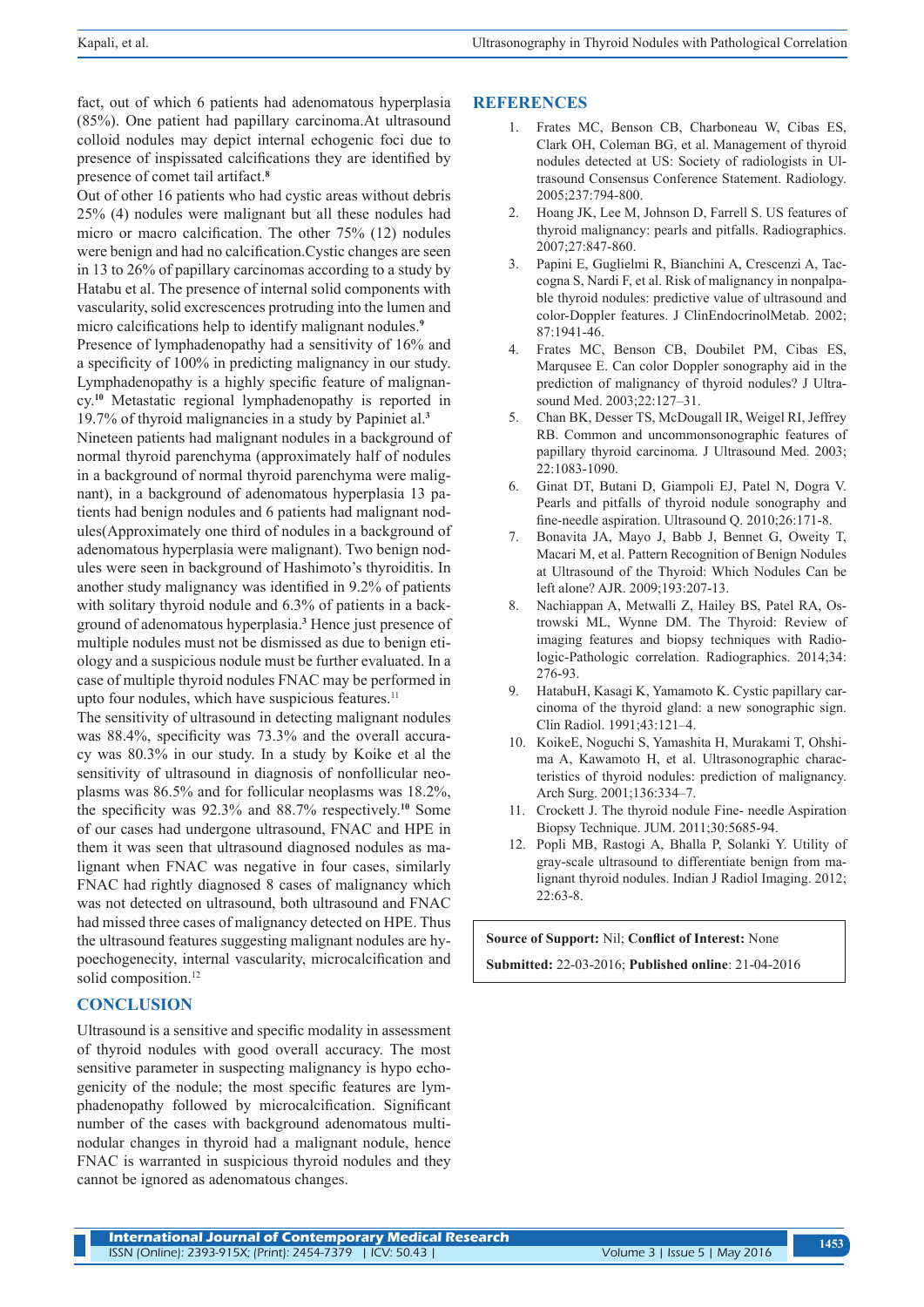fact, out of which 6 patients had adenomatous hyperplasia (85%). One patient had papillary carcinoma.At ultrasound colloid nodules may depict internal echogenic foci due to presence of inspissated calcifications they are identified by presence of comet tail artifact.[8]

Out of other 16 patients who had cystic areas without debris 25% (4) nodules were malignant but all these nodules had micro or macro calcification. The other 75% (12) nodules were benign and had no calcification.Cystic changes are seen in 13 to 26% of papillary carcinomas according to a study by Hatabu et al. The presence of internal solid components with vascularity, solid excrescences protruding into the lumen and micro calcifications help to identify malignant nodules.[9]

Presence of lymphadenopathy had a sensitivity of 16% and a specificity of 100% in predicting malignancy in our study. Lymphadenopathy is a highly specific feature of malignancy.[10] Metastatic regional lymphadenopathy is reported in 19.7% of thyroid malignancies in a study by Papiniet al.[3]

Nineteen patients had malignant nodules in a background of normal thyroid parenchyma (approximately half of nodules in a background of normal thyroid parenchyma were malignant), in a background of adenomatous hyperplasia 13 patients had benign nodules and 6 patients had malignant nodules(Approximately one third of nodules in a background of adenomatous hyperplasia were malignant). Two benign nodules were seen in background of Hashimoto's thyroiditis. In another study malignancy was identified in 9.2% of patients with solitary thyroid nodule and 6.3% of patients in a background of adenomatous hyperplasia.[3] Hence just presence of multiple nodules must not be dismissed as due to benign etiology and a suspicious nodule must be further evaluated. In a case of multiple thyroid nodules FNAC may be performed in upto four nodules, which have suspicious features.[11]

The sensitivity of ultrasound in detecting malignant nodules was 88.4%, specificity was 73.3% and the overall accuracy was 80.3% in our study. In a study by Koike et al the sensitivity of ultrasound in diagnosis of nonfollicular neoplasms was 86.5% and for follicular neoplasms was 18.2%, the specificity was 92.3% and 88.7% respectively.[10] Some of our cases had undergone ultrasound, FNAC and HPE in them it was seen that ultrasound diagnosed nodules as malignant when FNAC was negative in four cases, similarly FNAC had rightly diagnosed 8 cases of malignancy which was not detected on ultrasound, both ultrasound and FNAC had missed three cases of malignancy detected on HPE. Thus the ultrasound features suggesting malignant nodules are hypoechogenecity, internal vascularity, microcalcification and solid composition.[12]

## CONCLUSION

Ultrasound is a sensitive and specific modality in assessment of thyroid nodules with good overall accuracy. The most sensitive parameter in suspecting malignancy is hypo echogenicity of the nodule; the most specific features are lymphadenopathy followed by microcalcification. Significant number of the cases with background adenomatous multinodular changes in thyroid had a malignant nodule, hence FNAC is warranted in suspicious thyroid nodules and they cannot be ignored as adenomatous changes.

## REFERENCES

1. Frates MC, Benson CB, Charboneau W, Cibas ES, Clark OH, Coleman BG, et al. Management of thyroid nodules detected at US: Society of radiologists in Ultrasound Consensus Conference Statement. Radiology. 2005;237:794-800.
2. Hoang JK, Lee M, Johnson D, Farrell S. US features of thyroid malignancy: pearls and pitfalls. Radiographics. 2007;27:847-860.
3. Papini E, Guglielmi R, Bianchini A, Crescenzi A, Taccogna S, Nardi F, et al. Risk of malignancy in nonpalpable thyroid nodules: predictive value of ultrasound and color-Doppler features. J ClinEndocrinolMetab. 2002; 87:1941-46.
4. Frates MC, Benson CB, Doubilet PM, Cibas ES, Marqusee E. Can color Doppler sonography aid in the prediction of malignancy of thyroid nodules? J Ultrasound Med. 2003;22:127–31.
5. Chan BK, Desser TS, McDougall IR, Weigel RI, Jeffrey RB. Common and uncommonsonographic features of papillary thyroid carcinoma. J Ultrasound Med. 2003; 22:1083-1090.
6. Ginat DT, Butani D, Giampoli EJ, Patel N, Dogra V. Pearls and pitfalls of thyroid nodule sonography and fine-needle aspiration. Ultrasound Q. 2010;26:171-8.
7. Bonavita JA, Mayo J, Babb J, Bennet G, Oweity T, Macari M, et al. Pattern Recognition of Benign Nodules at Ultrasound of the Thyroid: Which Nodules Can be left alone? AJR. 2009;193:207-13.
8. Nachiappan A, Metwalli Z, Hailey BS, Patel RA, Ostrowski ML, Wynne DM. The Thyroid: Review of imaging features and biopsy techniques with Radiologic-Pathologic correlation. Radiographics. 2014;34: 276-93.
9. HatabuH, Kasagi K, Yamamoto K. Cystic papillary carcinoma of the thyroid gland: a new sonographic sign. Clin Radiol. 1991;43:121–4.
10. KoikeE, Noguchi S, Yamashita H, Murakami T, Ohshima A, Kawamoto H, et al. Ultrasonographic characteristics of thyroid nodules: prediction of malignancy. Arch Surg. 2001;136:334–7.
11. Crockett J. The thyroid nodule Fine- needle Aspiration Biopsy Technique. JUM. 2011;30:5685-94.
12. Popli MB, Rastogi A, Bhalla P, Solanki Y. Utility of gray-scale ultrasound to differentiate benign from malignant thyroid nodules. Indian J Radiol Imaging. 2012; 22:63-8.

**Source of Support:** Nil; **Conflict of Interest:** None

**Submitted:** 22-03-2016; **Published online**: 21-04-2016